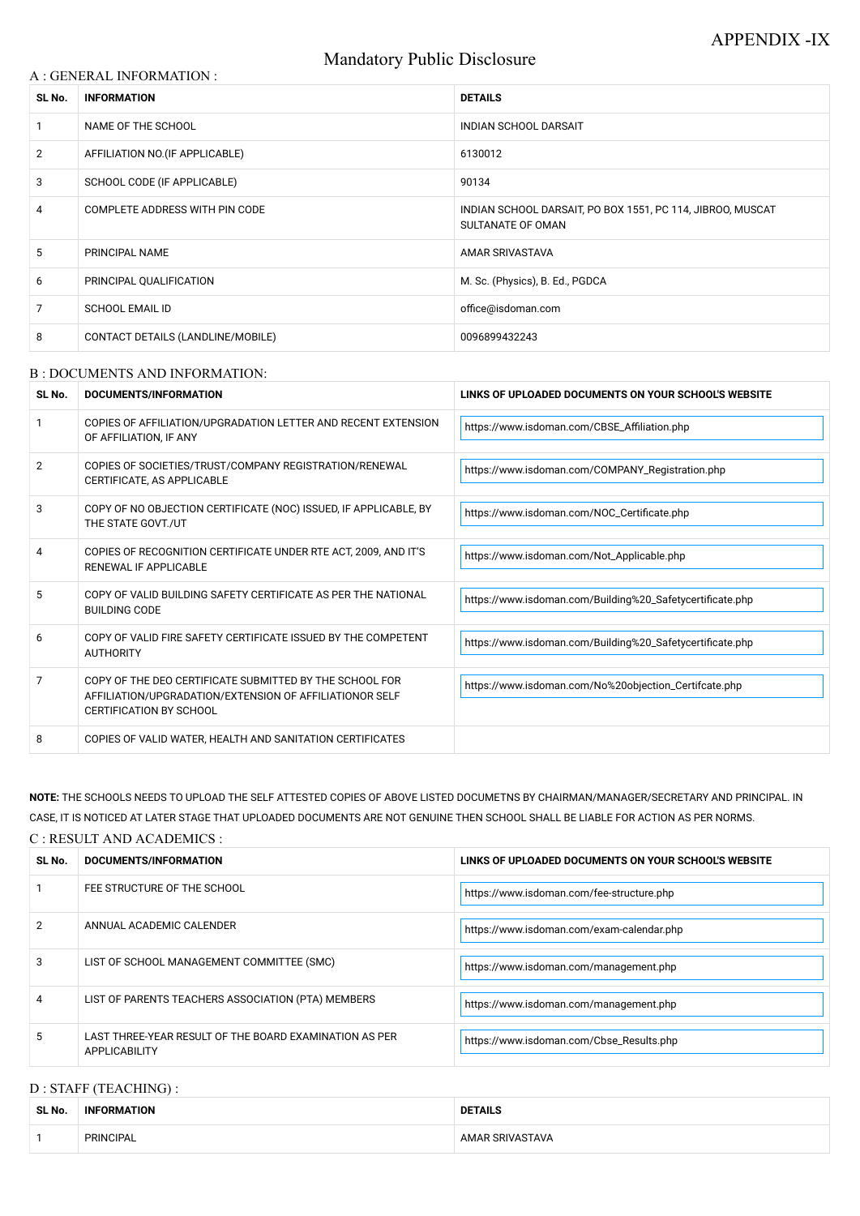APPENDIX -IX

# Mandatory Public Disclosure

## A : GENERAL INFORMATION :

| SL No. | INFORMATION | DETAILS |
|---|---|---|
| 1 | NAME OF THE SCHOOL | INDIAN SCHOOL DARSAIT |
| 2 | AFFILIATION NO.(IF APPLICABLE) | 6130012 |
| 3 | SCHOOL CODE (IF APPLICABLE) | 90134 |
| 4 | COMPLETE ADDRESS WITH PIN CODE | INDIAN SCHOOL DARSAIT, PO BOX 1551, PC 114, JIBROO, MUSCAT SULTANATE OF OMAN |
| 5 | PRINCIPAL NAME | AMAR SRIVASTAVA |
| 6 | PRINCIPAL QUALIFICATION | M. Sc. (Physics), B. Ed., PGDCA |
| 7 | SCHOOL EMAIL ID | office@isdoman.com |
| 8 | CONTACT DETAILS (LANDLINE/MOBILE) | 0096899432243 |

## B : DOCUMENTS AND INFORMATION:

| SL No. | DOCUMENTS/INFORMATION | LINKS OF UPLOADED DOCUMENTS ON YOUR SCHOOL'S WEBSITE |
|---|---|---|
| 1 | COPIES OF AFFILIATION/UPGRADATION LETTER AND RECENT EXTENSION OF AFFILIATION, IF ANY | https://www.isdoman.com/CBSE_Affiliation.php |
| 2 | COPIES OF SOCIETIES/TRUST/COMPANY REGISTRATION/RENEWAL CERTIFICATE, AS APPLICABLE | https://www.isdoman.com/COMPANY_Registration.php |
| 3 | COPY OF NO OBJECTION CERTIFICATE (NOC) ISSUED, IF APPLICABLE, BY THE STATE GOVT./UT | https://www.isdoman.com/NOC_Certificate.php |
| 4 | COPIES OF RECOGNITION CERTIFICATE UNDER RTE ACT, 2009, AND IT'S RENEWAL IF APPLICABLE | https://www.isdoman.com/Not_Applicable.php |
| 5 | COPY OF VALID BUILDING SAFETY CERTIFICATE AS PER THE NATIONAL BUILDING CODE | https://www.isdoman.com/Building%20_Safetycertificate.php |
| 6 | COPY OF VALID FIRE SAFETY CERTIFICATE ISSUED BY THE COMPETENT AUTHORITY | https://www.isdoman.com/Building%20_Safetycertificate.php |
| 7 | COPY OF THE DEO CERTIFICATE SUBMITTED BY THE SCHOOL FOR AFFILIATION/UPGRADATION/EXTENSION OF AFFILIATIONOR SELF CERTIFICATION BY SCHOOL | https://www.isdoman.com/No%20objection_Certifcate.php |
| 8 | COPIES OF VALID WATER, HEALTH AND SANITATION CERTIFICATES | |

**NOTE:** THE SCHOOLS NEEDS TO UPLOAD THE SELF ATTESTED COPIES OF ABOVE LISTED DOCUMETNS BY CHAIRMAN/MANAGER/SECRETARY AND PRINCIPAL. IN CASE, IT IS NOTICED AT LATER STAGE THAT UPLOADED DOCUMENTS ARE NOT GENUINE THEN SCHOOL SHALL BE LIABLE FOR ACTION AS PER NORMS.

## C : RESULT AND ACADEMICS :

| SL No. | DOCUMENTS/INFORMATION | LINKS OF UPLOADED DOCUMENTS ON YOUR SCHOOL'S WEBSITE |
|---|---|---|
| 1 | FEE STRUCTURE OF THE SCHOOL | https://www.isdoman.com/fee-structure.php |
| 2 | ANNUAL ACADEMIC CALENDER | https://www.isdoman.com/exam-calendar.php |
| 3 | LIST OF SCHOOL MANAGEMENT COMMITTEE (SMC) | https://www.isdoman.com/management.php |
| 4 | LIST OF PARENTS TEACHERS ASSOCIATION (PTA) MEMBERS | https://www.isdoman.com/management.php |
| 5 | LAST THREE-YEAR RESULT OF THE BOARD EXAMINATION AS PER APPLICABILITY | https://www.isdoman.com/Cbse_Results.php |

## D : STAFF (TEACHING) :

| SL No. | INFORMATION | DETAILS |
|---|---|---|
| 1 | PRINCIPAL | AMAR SRIVASTAVA |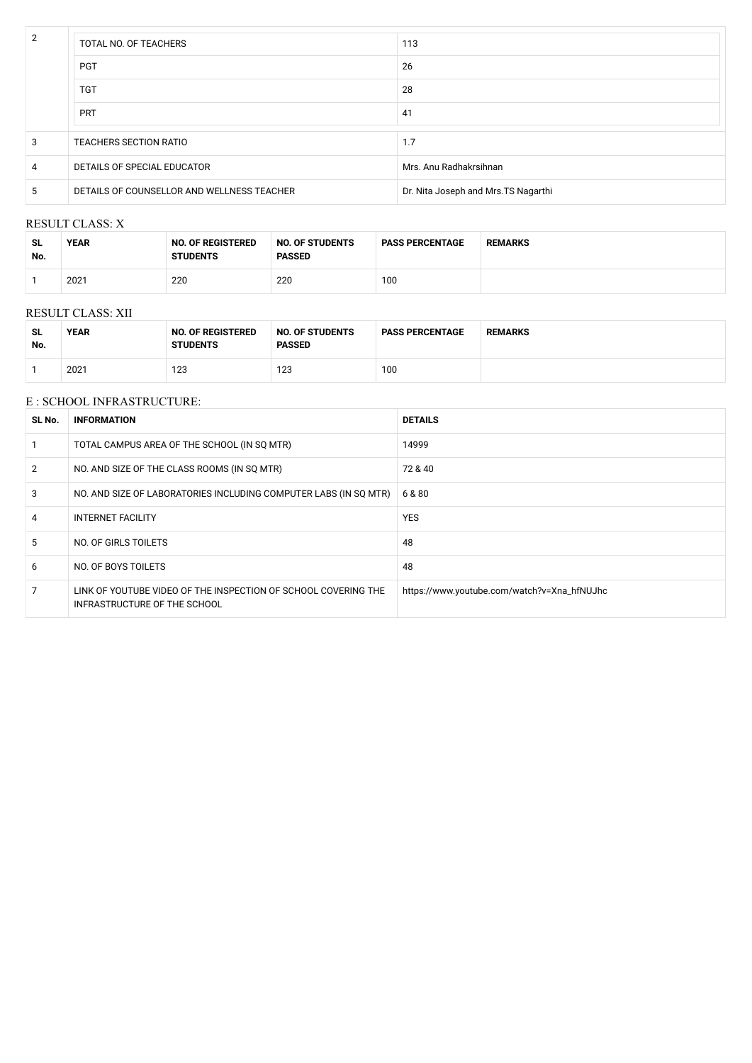| | | |
|---|---|---|
| 2 | TOTAL NO. OF TEACHERS | 113 |
| | PGT | 26 |
| | TGT | 28 |
| | PRT | 41 |
| 3 | TEACHERS SECTION RATIO | 1.7 |
| 4 | DETAILS OF SPECIAL EDUCATOR | Mrs. Anu Radhakrsihnan |
| 5 | DETAILS OF COUNSELLOR AND WELLNESS TEACHER | Dr. Nita Joseph and Mrs.TS Nagarthi |

RESULT CLASS: X

| SL No. | YEAR | NO. OF REGISTERED STUDENTS | NO. OF STUDENTS PASSED | PASS PERCENTAGE | REMARKS |
|---|---|---|---|---|---|
| 1 | 2021 | 220 | 220 | 100 | |

RESULT CLASS: XII

| SL No. | YEAR | NO. OF REGISTERED STUDENTS | NO. OF STUDENTS PASSED | PASS PERCENTAGE | REMARKS |
|---|---|---|---|---|---|
| 1 | 2021 | 123 | 123 | 100 | |

E : SCHOOL INFRASTRUCTURE:

| SL No. | INFORMATION | DETAILS |
|---|---|---|
| 1 | TOTAL CAMPUS AREA OF THE SCHOOL (IN SQ MTR) | 14999 |
| 2 | NO. AND SIZE OF THE CLASS ROOMS (IN SQ MTR) | 72 & 40 |
| 3 | NO. AND SIZE OF LABORATORIES INCLUDING COMPUTER LABS (IN SQ MTR) | 6 & 80 |
| 4 | INTERNET FACILITY | YES |
| 5 | NO. OF GIRLS TOILETS | 48 |
| 6 | NO. OF BOYS TOILETS | 48 |
| 7 | LINK OF YOUTUBE VIDEO OF THE INSPECTION OF SCHOOL COVERING THE INFRASTRUCTURE OF THE SCHOOL | https://www.youtube.com/watch?v=Xna_hfNUJhc |